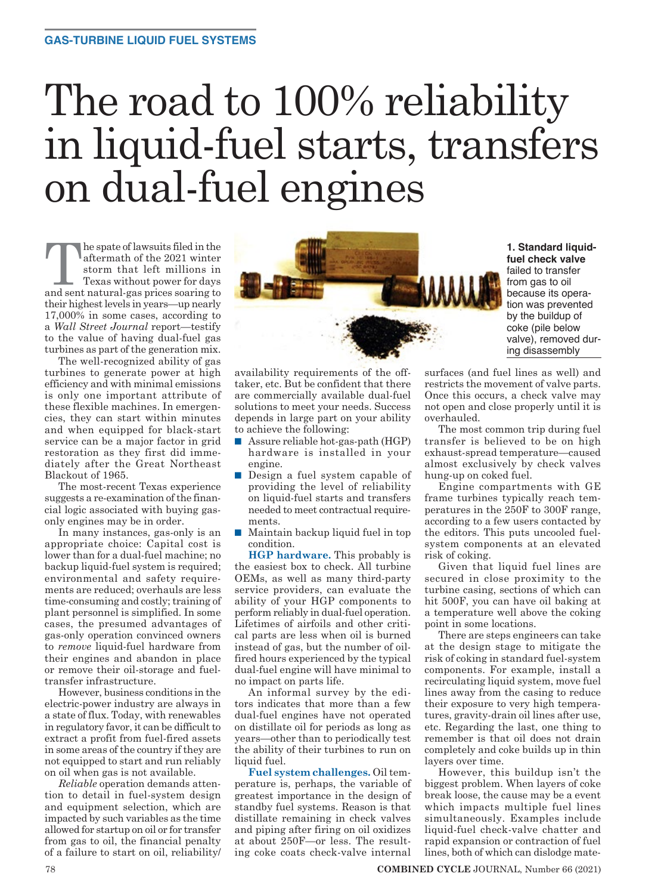GAS-TURBINE LIQUID FUEL SYSTEMS

# The road to 100% reliability in liquid-fuel starts, transfers on dual-fuel engines

The spate of lawsuits filed in the aftermath of the 2021 winter storm that left millions in Texas without power for days and sent natural-gas prices soaring to their highest levels in years—up nearly 17,000% in some cases, according to a *Wall Street Journal* report—testify to the value of having dual-fuel gas turbines as part of the generation mix.

The well-recognized ability of gas turbines to generate power at high efficiency and with minimal emissions is only one important attribute of these flexible machines. In emergencies, they can start within minutes and when equipped for black-start service can be a major factor in grid restoration as they first did immediately after the Great Northeast Blackout of 1965.

The most-recent Texas experience suggests a re-examination of the financial logic associated with buying gas-only engines may be in order.

In many instances, gas-only is an appropriate choice: Capital cost is lower than for a dual-fuel machine; no backup liquid-fuel system is required; environmental and safety requirements are reduced; overhauls are less time-consuming and costly; training of plant personnel is simplified. In some cases, the presumed advantages of gas-only operation convinced owners to *remove* liquid-fuel hardware from their engines and abandon in place or remove their oil-storage and fuel-transfer infrastructure.

However, business conditions in the electric-power industry are always in a state of flux. Today, with renewables in regulatory favor, it can be difficult to extract a profit from fuel-fired assets in some areas of the country if they are not equipped to start and run reliably on oil when gas is not available.

*Reliable* operation demands attention to detail in fuel-system design and equipment selection, and these are impacted by such variables as the time allowed for startup on oil or for transfer from gas to oil, the financial penalty of a failure to start on oil, reliability/availability requirements of the offtaker, etc. But be confident that there are commercially available dual-fuel solutions to meet your needs. Success depends in large part on your ability to achieve the following:

- Assure reliable hot-gas-path (HGP) hardware is installed in your engine.
- Design a fuel system capable of providing the level of reliability on liquid-fuel starts and transfers needed to meet contractual requirements.
- Maintain backup liquid fuel in top condition.

**HGP hardware.** This probably is the easiest box to check. All turbine OEMs, as well as many third-party service providers, can evaluate the ability of your HGP components to perform reliably in dual-fuel operation. Lifetimes of airfoils and other critical parts are less when oil is burned instead of gas, but the number of oil-fired hours experienced by the typical dual-fuel engine will have minimal to no impact on parts life.

An informal survey by the editors indicates that more than a few dual-fuel engines have not operated on distillate oil for periods as long as years—other than to periodically test the ability of their turbines to run on liquid fuel.

**1. Standard liquid-fuel check valve** failed to transfer from gas to oil because its operation was prevented by the buildup of coke (pile below valve), removed during disassembly

**Fuel system challenges.** Oil temperature is, perhaps, the variable of greatest importance in the design of standby fuel systems. Reason is that distillate remaining in check valves and piping after firing on oil oxidizes at about 250F—or less. The resulting coke coats check-valve internal surfaces (and fuel lines as well) and restricts the movement of valve parts. Once this occurs, a check valve may not open and close properly until it is overhauled.

The most common trip during fuel transfer is believed to be on high exhaust-spread temperature—caused almost exclusively by check valves hung-up on coked fuel.

Engine compartments with GE frame turbines typically reach temperatures in the 250F to 300F range, according to a few users contacted by the editors. This puts uncooled fuel-system components at an elevated risk of coking.

Given that liquid fuel lines are secured in close proximity to the turbine casing, sections of which can hit 500F, you can have oil baking at a temperature well above the coking point in some locations.

There are steps engineers can take at the design stage to mitigate the risk of coking in standard fuel-system components. For example, install a recirculating liquid system, move fuel lines away from the casing to reduce their exposure to very high temperatures, gravity-drain oil lines after use, etc. Regarding the last, one thing to remember is that oil does not drain completely and coke builds up in thin layers over time.

However, this buildup isn't the biggest problem. When layers of coke break loose, the cause may be a event which impacts multiple fuel lines simultaneously. Examples include liquid-fuel check-valve chatter and rapid expansion or contraction of fuel lines, both of which can dislodge mate-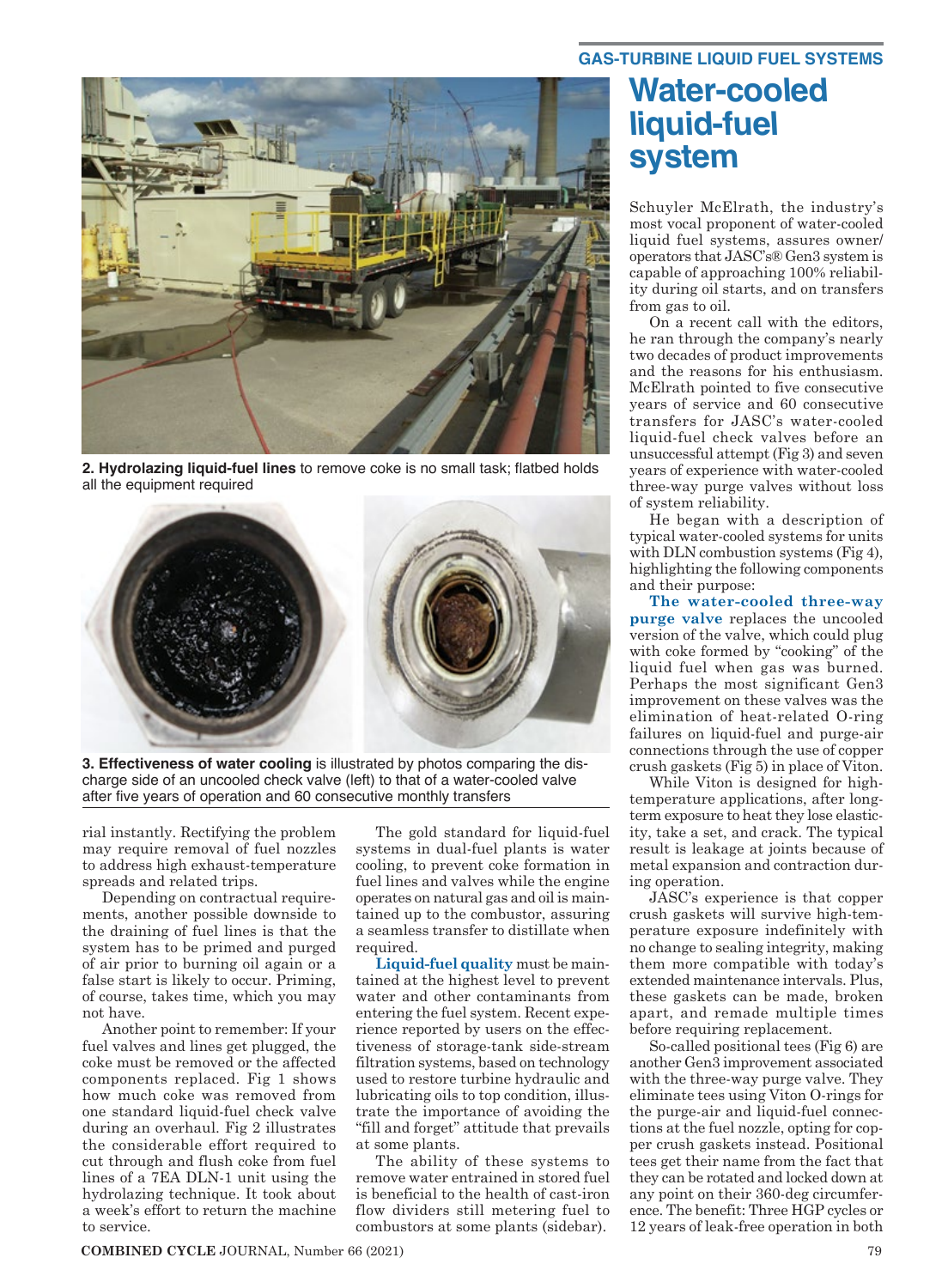rial instantly. Rectifying the problem may require removal of fuel nozzles to address high exhaust-temperature spreads and related trips.

Depending on contractual requirements, another possible downside to the draining of fuel lines is that the system has to be primed and purged of air prior to burning oil again or a false start is likely to occur. Priming, of course, takes time, which you may not have.

Another point to remember: If your fuel valves and lines get plugged, the coke must be removed or the affected components replaced. Fig 1 shows how much coke was removed from one standard liquid-fuel check valve during an overhaul. Fig 2 illustrates the considerable effort required to cut through and flush coke from fuel lines of a 7EA DLN-1 unit using the hydrolazing technique. It took about a week's effort to return the machine to service.

The gold standard for liquid-fuel systems in dual-fuel plants is water cooling, to prevent coke formation in fuel lines and valves while the engine operates on natural gas and oil is maintained up to the combustor, assuring a seamless transfer to distillate when required.

**Liquid-fuel quality** must be maintained at the highest level to prevent water and other contaminants from entering the fuel system. Recent experience reported by users on the effectiveness of storage-tank side-stream filtration systems, based on technology used to restore turbine hydraulic and lubricating oils to top condition, illustrate the importance of avoiding the "fill and forget" attitude that prevails at some plants.

The ability of these systems to remove water entrained in stored fuel is beneficial to the health of cast-iron flow dividers still metering fuel to combustors at some plants (sidebar).

**2. Hydrolazing liquid-fuel lines** to remove coke is no small task; flatbed holds all the equipment required

**3. Effectiveness of water cooling** is illustrated by photos comparing the discharge side of an uncooled check valve (left) to that of a water-cooled valve after five years of operation and 60 consecutive monthly transfers

GAS-TURBINE LIQUID FUEL SYSTEMS

# Water-cooled liquid-fuel system

Schuyler McElrath, the industry's most vocal proponent of water-cooled liquid fuel systems, assures owner/operators that JASC's® Gen3 system is capable of approaching 100% reliability during oil starts, and on transfers from gas to oil.

On a recent call with the editors, he ran through the company's nearly two decades of product improvements and the reasons for his enthusiasm. McElrath pointed to five consecutive years of service and 60 consecutive transfers for JASC's water-cooled liquid-fuel check valves before an unsuccessful attempt (Fig 3) and seven years of experience with water-cooled three-way purge valves without loss of system reliability.

He began with a description of typical water-cooled systems for units with DLN combustion systems (Fig 4), highlighting the following components and their purpose:

**The water-cooled three-way purge valve** replaces the uncooled version of the valve, which could plug with coke formed by "cooking" of the liquid fuel when gas was burned. Perhaps the most significant Gen3 improvement on these valves was the elimination of heat-related O-ring failures on liquid-fuel and purge-air connections through the use of copper crush gaskets (Fig 5) in place of Viton.

While Viton is designed for high-temperature applications, after long-term exposure to heat they lose elasticity, take a set, and crack. The typical result is leakage at joints because of metal expansion and contraction during operation.

JASC's experience is that copper crush gaskets will survive high-temperature exposure indefinitely with no change to sealing integrity, making them more compatible with today's extended maintenance intervals. Plus, these gaskets can be made, broken apart, and remade multiple times before requiring replacement.

So-called positional tees (Fig 6) are another Gen3 improvement associated with the three-way purge valve. They eliminate tees using Viton O-rings for the purge-air and liquid-fuel connections at the fuel nozzle, opting for copper crush gaskets instead. Positional tees get their name from the fact that they can be rotated and locked down at any point on their 360-deg circumference. The benefit: Three HGP cycles or 12 years of leak-free operation in both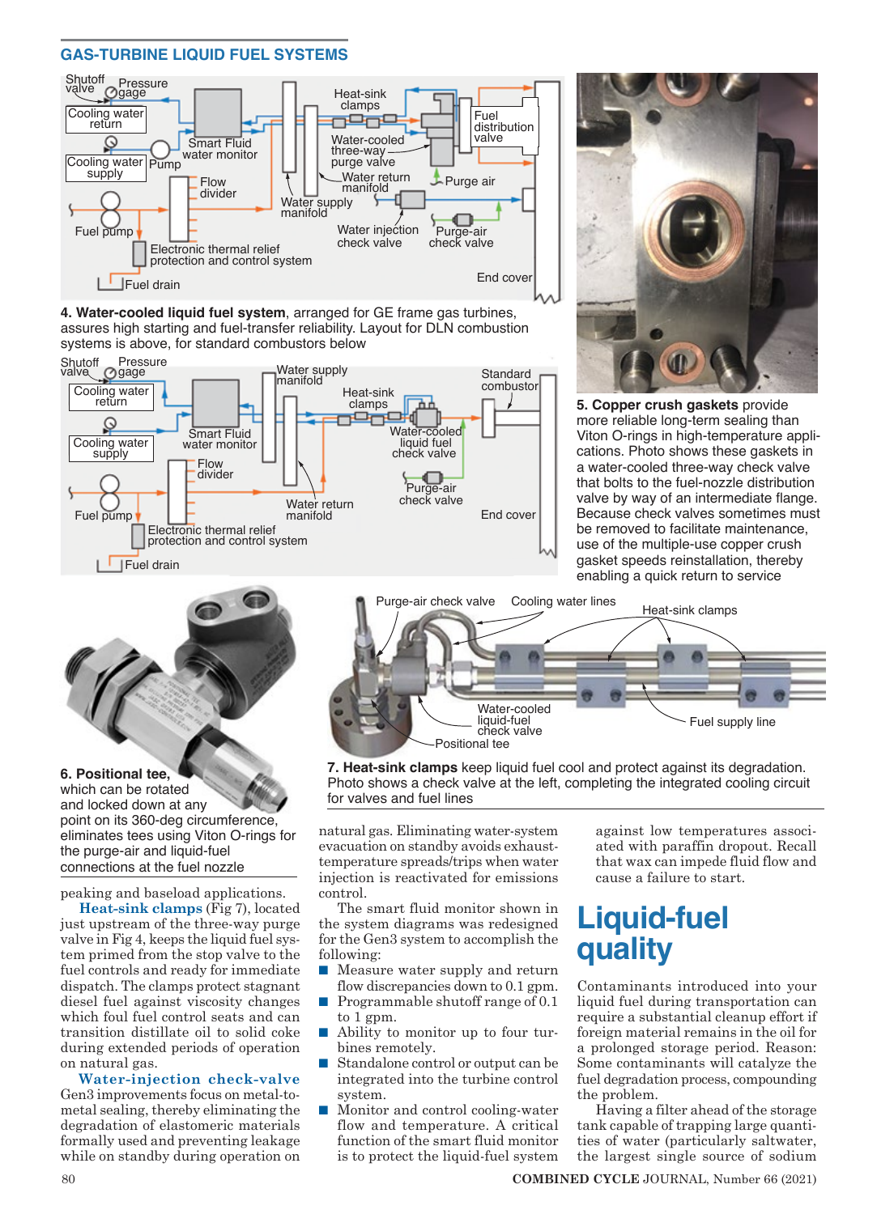## GAS-TURBINE LIQUID FUEL SYSTEMS

**4. Water-cooled liquid fuel system**, arranged for GE frame gas turbines, assures high starting and fuel-transfer reliability. Layout for DLN combustion systems is above, for standard combustors below

**5. Copper crush gaskets** provide more reliable long-term sealing than Viton O-rings in high-temperature applications. Photo shows these gaskets in a water-cooled three-way check valve that bolts to the fuel-nozzle distribution valve by way of an intermediate flange. Because check valves sometimes must be removed to facilitate maintenance, use of the multiple-use copper crush gasket speeds reinstallation, thereby enabling a quick return to service

**6. Positional tee,** which can be rotated and locked down at any point on its 360-deg circumference, eliminates tees using Viton O-rings for the purge-air and liquid-fuel connections at the fuel nozzle

**7. Heat-sink clamps** keep liquid fuel cool and protect against its degradation. Photo shows a check valve at the left, completing the integrated cooling circuit for valves and fuel lines

peaking and baseload applications.

**Heat-sink clamps** (Fig 7), located just upstream of the three-way purge valve in Fig 4, keeps the liquid fuel system primed from the stop valve to the fuel controls and ready for immediate dispatch. The clamps protect stagnant diesel fuel against viscosity changes which foul fuel control seats and can transition distillate oil to solid coke during extended periods of operation on natural gas.

**Water-injection check-valve** Gen3 improvements focus on metal-to-metal sealing, thereby eliminating the degradation of elastomeric materials formally used and preventing leakage while on standby during operation on natural gas. Eliminating water-system evacuation on standby avoids exhaust-temperature spreads/trips when water injection is reactivated for emissions control.

The smart fluid monitor shown in the system diagrams was redesigned for the Gen3 system to accomplish the following:

- Measure water supply and return flow discrepancies down to 0.1 gpm.
- Programmable shutoff range of 0.1 to 1 gpm.
- Ability to monitor up to four turbines remotely.
- Standalone control or output can be integrated into the turbine control system.
- Monitor and control cooling-water flow and temperature. A critical function of the smart fluid monitor is to protect the liquid-fuel system against low temperatures associated with paraffin dropout. Recall that wax can impede fluid flow and cause a failure to start.

## Liquid-fuel quality

Contaminants introduced into your liquid fuel during transportation can require a substantial cleanup effort if foreign material remains in the oil for a prolonged storage period. Reason: Some contaminants will catalyze the fuel degradation process, compounding the problem.

Having a filter ahead of the storage tank capable of trapping large quantities of water (particularly saltwater, the largest single source of sodium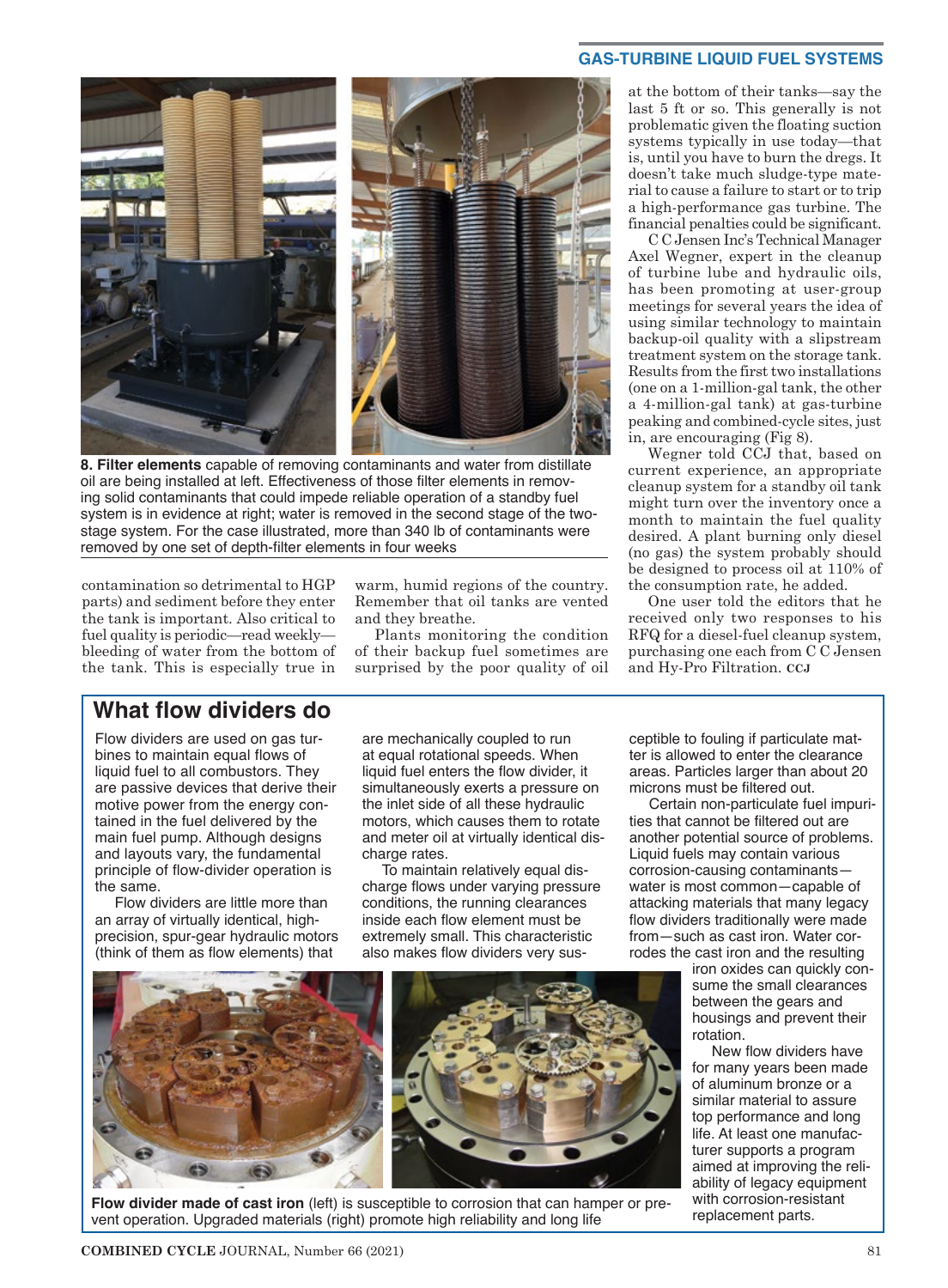**8. Filter elements** capable of removing contaminants and water from distillate oil are being installed at left. Effectiveness of those filter elements in removing solid contaminants that could impede reliable operation of a standby fuel system is in evidence at right; water is removed in the second stage of the two-stage system. For the case illustrated, more than 340 lb of contaminants were removed by one set of depth-filter elements in four weeks

contamination so detrimental to HGP parts) and sediment before they enter the tank is important. Also critical to fuel quality is periodic—read weekly—bleeding of water from the bottom of the tank. This is especially true in warm, humid regions of the country. Remember that oil tanks are vented and they breathe.

Plants monitoring the condition of their backup fuel sometimes are surprised by the poor quality of oil at the bottom of their tanks—say the last 5 ft or so. This generally is not problematic given the floating suction systems typically in use today—that is, until you have to burn the dregs. It doesn't take much sludge-type material to cause a failure to start or to trip a high-performance gas turbine. The financial penalties could be significant.

C C Jensen Inc's Technical Manager Axel Wegner, expert in the cleanup of turbine lube and hydraulic oils, has been promoting at user-group meetings for several years the idea of using similar technology to maintain backup-oil quality with a slipstream treatment system on the storage tank. Results from the first two installations (one on a 1-million-gal tank, the other a 4-million-gal tank) at gas-turbine peaking and combined-cycle sites, just in, are encouraging (Fig 8).

Wegner told CCJ that, based on current experience, an appropriate cleanup system for a standby oil tank might turn over the inventory once a month to maintain the fuel quality desired. A plant burning only diesel (no gas) the system probably should be designed to process oil at 110% of the consumption rate, he added.

One user told the editors that he received only two responses to his RFQ for a diesel-fuel cleanup system, purchasing one each from C C Jensen and Hy-Pro Filtration. **CCJ**

## What flow dividers do

Flow dividers are used on gas turbines to maintain equal flows of liquid fuel to all combustors. They are passive devices that derive their motive power from the energy contained in the fuel delivered by the main fuel pump. Although designs and layouts vary, the fundamental principle of flow-divider operation is the same.

Flow dividers are little more than an array of virtually identical, high-precision, spur-gear hydraulic motors (think of them as flow elements) that are mechanically coupled to run at equal rotational speeds. When liquid fuel enters the flow divider, it simultaneously exerts a pressure on the inlet side of all these hydraulic motors, which causes them to rotate and meter oil at virtually identical discharge rates.

To maintain relatively equal discharge flows under varying pressure conditions, the running clearances inside each flow element must be extremely small. This characteristic also makes flow dividers very susceptible to fouling if particulate matter is allowed to enter the clearance areas. Particles larger than about 20 microns must be filtered out.

Certain non-particulate fuel impurities that cannot be filtered out are another potential source of problems. Liquid fuels may contain various corrosion-causing contaminants—water is most common—capable of attacking materials that many legacy flow dividers traditionally were made from—such as cast iron. Water corrodes the cast iron and the resulting iron oxides can quickly consume the small clearances between the gears and housings and prevent their rotation.

New flow dividers have for many years been made of aluminum bronze or a similar material to assure top performance and long life. At least one manufacturer supports a program aimed at improving the reliability of legacy equipment with corrosion-resistant replacement parts.

**Flow divider made of cast iron** (left) is susceptible to corrosion that can hamper or prevent operation. Upgraded materials (right) promote high reliability and long life